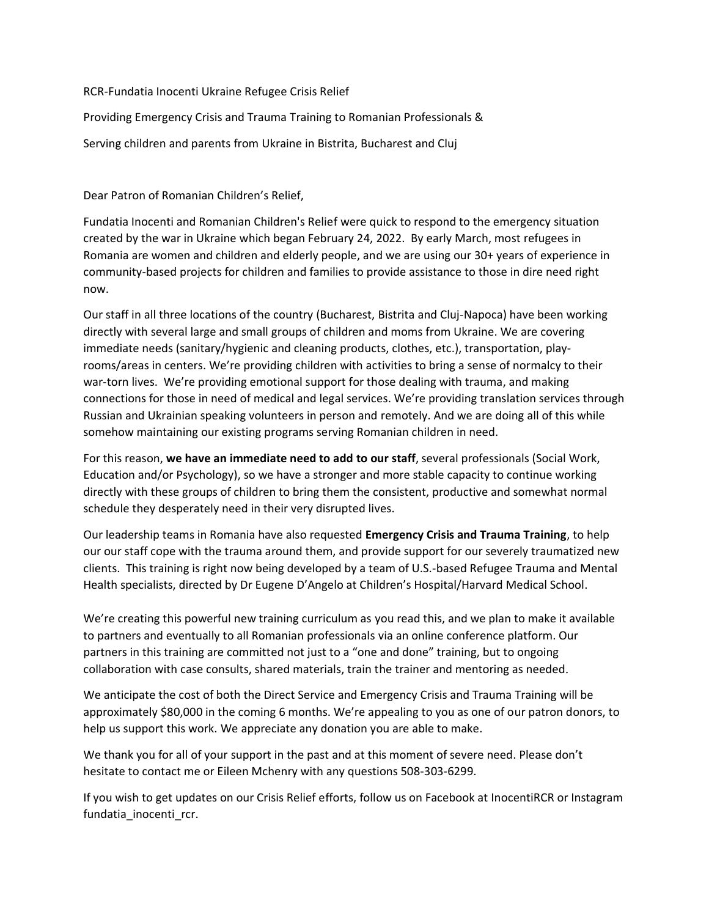RCR-Fundatia Inocenti Ukraine Refugee Crisis Relief

Providing Emergency Crisis and Trauma Training to Romanian Professionals &

Serving children and parents from Ukraine in Bistrita, Bucharest and Cluj

Dear Patron of Romanian Children's Relief,

Fundatia Inocenti and Romanian Children's Relief were quick to respond to the emergency situation created by the war in Ukraine which began February 24, 2022. By early March, most refugees in Romania are women and children and elderly people, and we are using our 30+ years of experience in community-based projects for children and families to provide assistance to those in dire need right now.

Our staff in all three locations of the country (Bucharest, Bistrita and Cluj-Napoca) have been working directly with several large and small groups of children and moms from Ukraine. We are covering immediate needs (sanitary/hygienic and cleaning products, clothes, etc.), transportation, play-rooms/areas in centers. We're providing children with activities to bring a sense of normalcy to their war-torn lives. We're providing emotional support for those dealing with trauma, and making connections for those in need of medical and legal services. We're providing translation services through Russian and Ukrainian speaking volunteers in person and remotely. And we are doing all of this while somehow maintaining our existing programs serving Romanian children in need.

For this reason, **we have an immediate need to add to our staff**, several professionals (Social Work, Education and/or Psychology), so we have a stronger and more stable capacity to continue working directly with these groups of children to bring them the consistent, productive and somewhat normal schedule they desperately need in their very disrupted lives.

Our leadership teams in Romania have also requested **Emergency Crisis and Trauma Training**, to help our our staff cope with the trauma around them, and provide support for our severely traumatized new clients. This training is right now being developed by a team of U.S.-based Refugee Trauma and Mental Health specialists, directed by Dr Eugene D'Angelo at Children's Hospital/Harvard Medical School.

We're creating this powerful new training curriculum as you read this, and we plan to make it available to partners and eventually to all Romanian professionals via an online conference platform. Our partners in this training are committed not just to a "one and done" training, but to ongoing collaboration with case consults, shared materials, train the trainer and mentoring as needed.

We anticipate the cost of both the Direct Service and Emergency Crisis and Trauma Training will be approximately $80,000 in the coming 6 months. We're appealing to you as one of our patron donors, to help us support this work. We appreciate any donation you are able to make.

We thank you for all of your support in the past and at this moment of severe need. Please don't hesitate to contact me or Eileen Mchenry with any questions 508-303-6299.

If you wish to get updates on our Crisis Relief efforts, follow us on Facebook at InocentiRCR or Instagram fundatia_inocenti_rcr.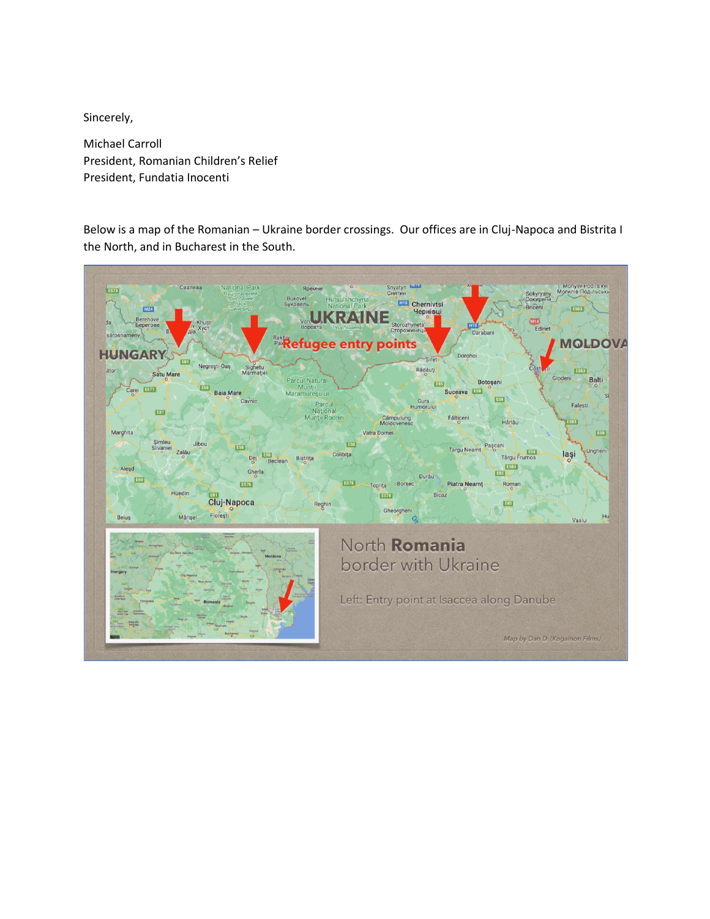Sincerely,

Michael Carroll
President, Romanian Children's Relief
President, Fundatia Inocenti

Below is a map of the Romanian – Ukraine border crossings. Our offices are in Cluj-Napoca and Bistrita I the North, and in Bucharest in the South.

Refugee entry points

North **Romania** border with Ukraine

Left: Entry point at Isaccea along Danube

*Map by Dan D. (Kogainon Films)*